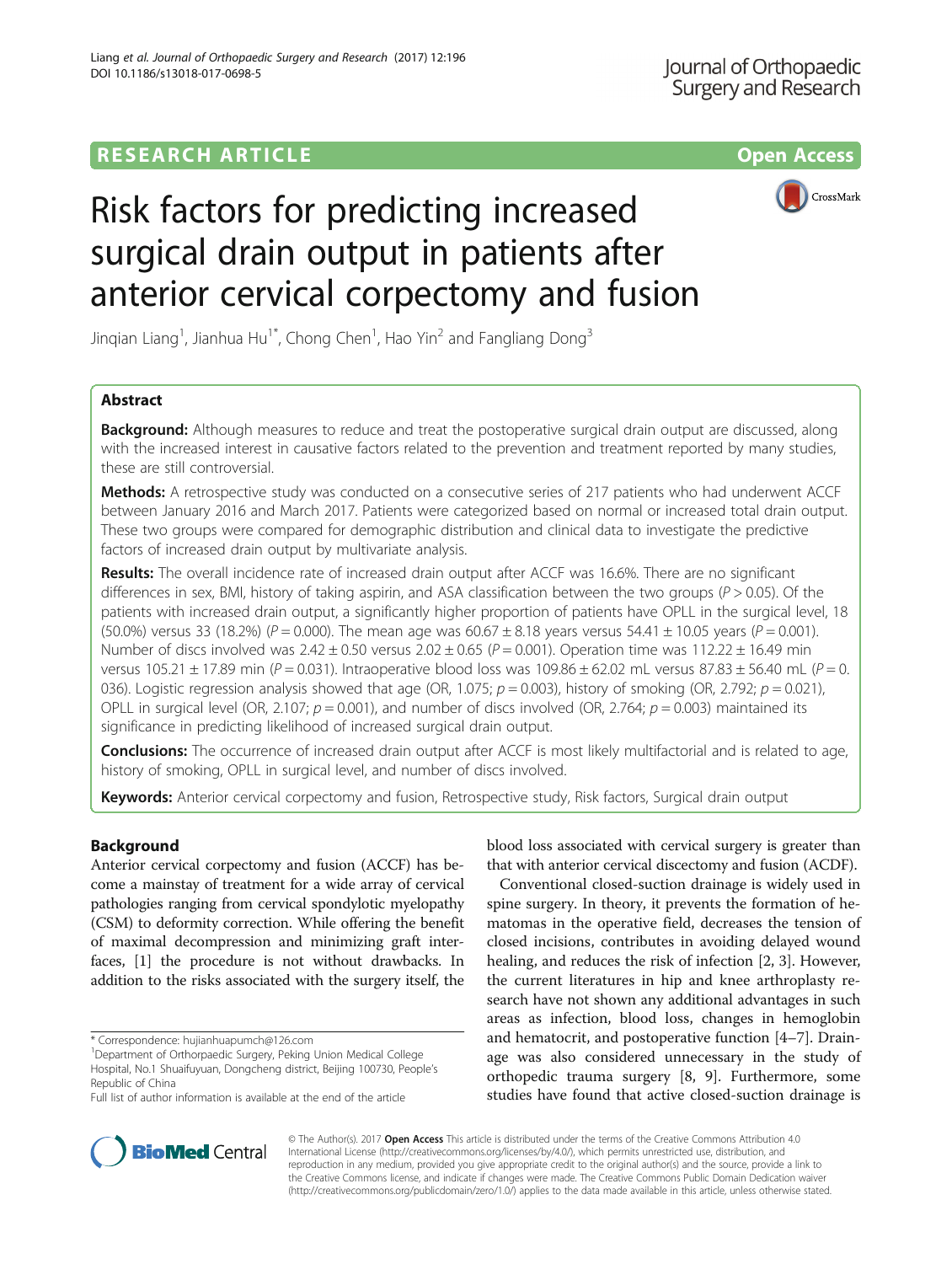RESEARCH ARTICLE

Open Access

# Risk factors for predicting increased surgical drain output in patients after anterior cervical corpectomy and fusion

Jinqian Liang[1], Jianhua Hu[1*], Chong Chen[1], Hao Yin[2] and Fangliang Dong[3]

## Abstract

**Background:** Although measures to reduce and treat the postoperative surgical drain output are discussed, along with the increased interest in causative factors related to the prevention and treatment reported by many studies, these are still controversial.

**Methods:** A retrospective study was conducted on a consecutive series of 217 patients who had underwent ACCF between January 2016 and March 2017. Patients were categorized based on normal or increased total drain output. These two groups were compared for demographic distribution and clinical data to investigate the predictive factors of increased drain output by multivariate analysis.

**Results:** The overall incidence rate of increased drain output after ACCF was 16.6%. There are no significant differences in sex, BMI, history of taking aspirin, and ASA classification between the two groups ($P > 0.05$). Of the patients with increased drain output, a significantly higher proportion of patients have OPLL in the surgical level, 18 (50.0%) versus 33 (18.2%) ($P = 0.000$). The mean age was $60.67 \pm 8.18$ years versus $54.41 \pm 10.05$ years ($P = 0.001$). Number of discs involved was $2.42 \pm 0.50$ versus $2.02 \pm 0.65$ ($P = 0.001$). Operation time was $112.22 \pm 16.49$ min versus $105.21 \pm 17.89$ min ($P = 0.031$). Intraoperative blood loss was $109.86 \pm 62.02$ mL versus $87.83 \pm 56.40$ mL ($P = 0.036$). Logistic regression analysis showed that age (OR, 1.075; $p = 0.003$), history of smoking (OR, 2.792; $p = 0.021$), OPLL in surgical level (OR, 2.107; $p = 0.001$), and number of discs involved (OR, 2.764; $p = 0.003$) maintained its significance in predicting likelihood of increased surgical drain output.

**Conclusions:** The occurrence of increased drain output after ACCF is most likely multifactorial and is related to age, history of smoking, OPLL in surgical level, and number of discs involved.

**Keywords:** Anterior cervical corpectomy and fusion, Retrospective study, Risk factors, Surgical drain output

## Background

Anterior cervical corpectomy and fusion (ACCF) has become a mainstay of treatment for a wide array of cervical pathologies ranging from cervical spondylotic myelopathy (CSM) to deformity correction. While offering the benefit of maximal decompression and minimizing graft interfaces, [1] the procedure is not without drawbacks. In addition to the risks associated with the surgery itself, the blood loss associated with cervical surgery is greater than that with anterior cervical discectomy and fusion (ACDF).

Conventional closed-suction drainage is widely used in spine surgery. In theory, it prevents the formation of hematomas in the operative field, decreases the tension of closed incisions, contributes in avoiding delayed wound healing, and reduces the risk of infection [2, 3]. However, the current literatures in hip and knee arthroplasty research have not shown any additional advantages in such areas as infection, blood loss, changes in hemoglobin and hematocrit, and postoperative function [4–7]. Drainage was also considered unnecessary in the study of orthopedic trauma surgery [8, 9]. Furthermore, some studies have found that active closed-suction drainage is

\* Correspondence: hujianhuapumch@126.com

[1]Department of Orthorpaedic Surgery, Peking Union Medical College Hospital, No.1 Shuaifuyuan, Dongcheng district, Beijing 100730, People's Republic of China

Full list of author information is available at the end of the article

© The Author(s). 2017 **Open Access** This article is distributed under the terms of the Creative Commons Attribution 4.0 International License (http://creativecommons.org/licenses/by/4.0/), which permits unrestricted use, distribution, and reproduction in any medium, provided you give appropriate credit to the original author(s) and the source, provide a link to the Creative Commons license, and indicate if changes were made. The Creative Commons Public Domain Dedication waiver (http://creativecommons.org/publicdomain/zero/1.0/) applies to the data made available in this article, unless otherwise stated.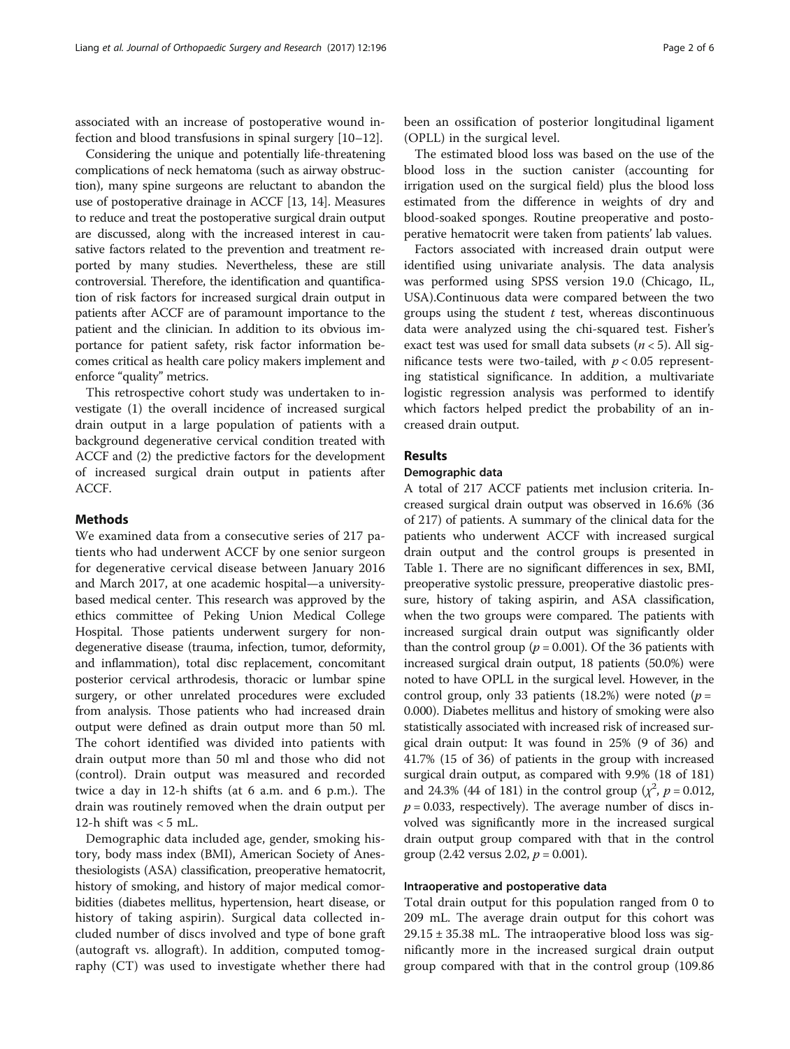associated with an increase of postoperative wound infection and blood transfusions in spinal surgery [10–12].

Considering the unique and potentially life-threatening complications of neck hematoma (such as airway obstruction), many spine surgeons are reluctant to abandon the use of postoperative drainage in ACCF [13, 14]. Measures to reduce and treat the postoperative surgical drain output are discussed, along with the increased interest in causative factors related to the prevention and treatment reported by many studies. Nevertheless, these are still controversial. Therefore, the identification and quantification of risk factors for increased surgical drain output in patients after ACCF are of paramount importance to the patient and the clinician. In addition to its obvious importance for patient safety, risk factor information becomes critical as health care policy makers implement and enforce "quality" metrics.

This retrospective cohort study was undertaken to investigate (1) the overall incidence of increased surgical drain output in a large population of patients with a background degenerative cervical condition treated with ACCF and (2) the predictive factors for the development of increased surgical drain output in patients after ACCF.

## Methods

We examined data from a consecutive series of 217 patients who had underwent ACCF by one senior surgeon for degenerative cervical disease between January 2016 and March 2017, at one academic hospital—a university-based medical center. This research was approved by the ethics committee of Peking Union Medical College Hospital. Those patients underwent surgery for non-degenerative disease (trauma, infection, tumor, deformity, and inflammation), total disc replacement, concomitant posterior cervical arthrodesis, thoracic or lumbar spine surgery, or other unrelated procedures were excluded from analysis. Those patients who had increased drain output were defined as drain output more than 50 ml. The cohort identified was divided into patients with drain output more than 50 ml and those who did not (control). Drain output was measured and recorded twice a day in 12-h shifts (at 6 a.m. and 6 p.m.). The drain was routinely removed when the drain output per 12-h shift was < 5 mL.

Demographic data included age, gender, smoking history, body mass index (BMI), American Society of Anesthesiologists (ASA) classification, preoperative hematocrit, history of smoking, and history of major medical comorbidities (diabetes mellitus, hypertension, heart disease, or history of taking aspirin). Surgical data collected included number of discs involved and type of bone graft (autograft vs. allograft). In addition, computed tomography (CT) was used to investigate whether there had been an ossification of posterior longitudinal ligament (OPLL) in the surgical level.

The estimated blood loss was based on the use of the blood loss in the suction canister (accounting for irrigation used on the surgical field) plus the blood loss estimated from the difference in weights of dry and blood-soaked sponges. Routine preoperative and postoperative hematocrit were taken from patients' lab values.

Factors associated with increased drain output were identified using univariate analysis. The data analysis was performed using SPSS version 19.0 (Chicago, IL, USA).Continuous data were compared between the two groups using the student $t$ test, whereas discontinuous data were analyzed using the chi-squared test. Fisher's exact test was used for small data subsets ($n < 5$). All significance tests were two-tailed, with $p < 0.05$ representing statistical significance. In addition, a multivariate logistic regression analysis was performed to identify which factors helped predict the probability of an increased drain output.

## Results

### Demographic data

A total of 217 ACCF patients met inclusion criteria. Increased surgical drain output was observed in 16.6% (36 of 217) of patients. A summary of the clinical data for the patients who underwent ACCF with increased surgical drain output and the control groups is presented in Table 1. There are no significant differences in sex, BMI, preoperative systolic pressure, preoperative diastolic pressure, history of taking aspirin, and ASA classification, when the two groups were compared. The patients with increased surgical drain output was significantly older than the control group ($p = 0.001$). Of the 36 patients with increased surgical drain output, 18 patients (50.0%) were noted to have OPLL in the surgical level. However, in the control group, only 33 patients (18.2%) were noted ($p = 0.000$). Diabetes mellitus and history of smoking were also statistically associated with increased risk of increased surgical drain output: It was found in 25% (9 of 36) and 41.7% (15 of 36) of patients in the group with increased surgical drain output, as compared with 9.9% (18 of 181) and 24.3% (44 of 181) in the control group ($\chi^2$, $p = 0.012$, $p = 0.033$, respectively). The average number of discs involved was significantly more in the increased surgical drain output group compared with that in the control group (2.42 versus 2.02, $p = 0.001$).

### Intraoperative and postoperative data

Total drain output for this population ranged from 0 to 209 mL. The average drain output for this cohort was $29.15 \pm 35.38$ mL. The intraoperative blood loss was significantly more in the increased surgical drain output group compared with that in the control group (109.86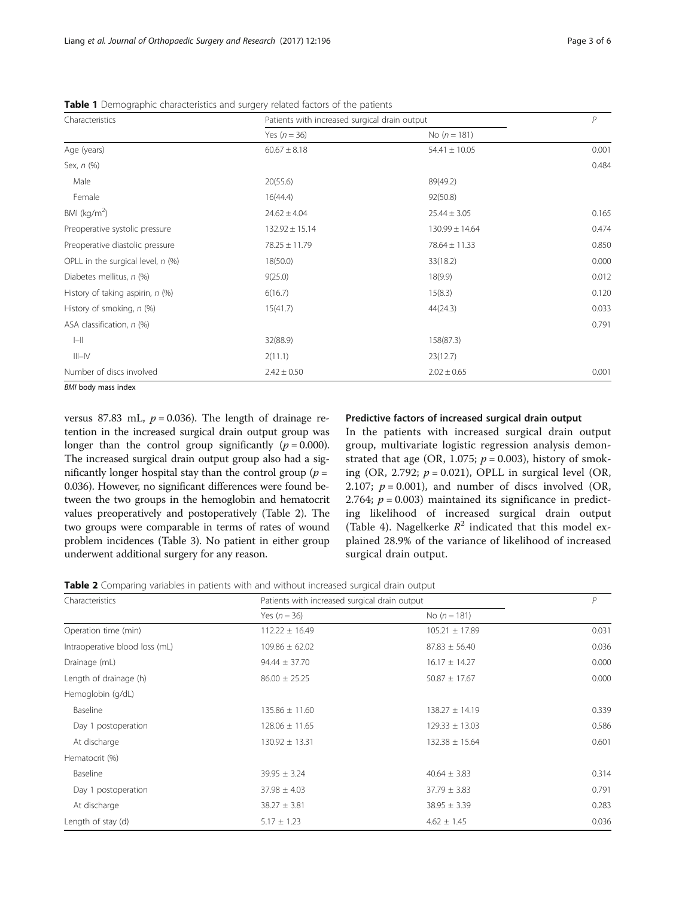**Table 1** Demographic characteristics and surgery related factors of the patients

| Characteristics | Patients with increased surgical drain output | | $P$ |
|---|---|---|---|
| | Yes ($n = 36$) | No ($n = 181$) | |
| Age (years) | 60.67 ± 8.18 | 54.41 ± 10.05 | 0.001 |
| Sex, $n$ (%) | | | 0.484 |
| Male | 20(55.6) | 89(49.2) | |
| Female | 16(44.4) | 92(50.8) | |
| BMI (kg/m$^2$) | 24.62 ± 4.04 | 25.44 ± 3.05 | 0.165 |
| Preoperative systolic pressure | 132.92 ± 15.14 | 130.99 ± 14.64 | 0.474 |
| Preoperative diastolic pressure | 78.25 ± 11.79 | 78.64 ± 11.33 | 0.850 |
| OPLL in the surgical level, $n$ (%) | 18(50.0) | 33(18.2) | 0.000 |
| Diabetes mellitus, $n$ (%) | 9(25.0) | 18(9.9) | 0.012 |
| History of taking aspirin, $n$ (%) | 6(16.7) | 15(8.3) | 0.120 |
| History of smoking, $n$ (%) | 15(41.7) | 44(24.3) | 0.033 |
| ASA classification, $n$ (%) | | | 0.791 |
| I–II | 32(88.9) | 158(87.3) | |
| III–IV | 2(11.1) | 23(12.7) | |
| Number of discs involved | 2.42 ± 0.50 | 2.02 ± 0.65 | 0.001 |

*BMI* body mass index

versus 87.83 mL, $p = 0.036$). The length of drainage retention in the increased surgical drain output group was longer than the control group significantly ($p = 0.000$). The increased surgical drain output group also had a significantly longer hospital stay than the control group ($p = 0.036$). However, no significant differences were found between the two groups in the hemoglobin and hematocrit values preoperatively and postoperatively (Table 2). The two groups were comparable in terms of rates of wound problem incidences (Table 3). No patient in either group underwent additional surgery for any reason.

### Predictive factors of increased surgical drain output

In the patients with increased surgical drain output group, multivariate logistic regression analysis demonstrated that age (OR, 1.075; $p = 0.003$), history of smoking (OR, 2.792; $p = 0.021$), OPLL in surgical level (OR, 2.107; $p = 0.001$), and number of discs involved (OR, 2.764; $p = 0.003$) maintained its significance in predicting likelihood of increased surgical drain output (Table 4). Nagelkerke $R^2$ indicated that this model explained 28.9% of the variance of likelihood of increased surgical drain output.

**Table 2** Comparing variables in patients with and without increased surgical drain output

| Characteristics | Patients with increased surgical drain output | | $P$ |
|---|---|---|---|
| | Yes ($n = 36$) | No ($n = 181$) | |
| Operation time (min) | 112.22 ± 16.49 | 105.21 ± 17.89 | 0.031 |
| Intraoperative blood loss (mL) | 109.86 ± 62.02 | 87.83 ± 56.40 | 0.036 |
| Drainage (mL) | 94.44 ± 37.70 | 16.17 ± 14.27 | 0.000 |
| Length of drainage (h) | 86.00 ± 25.25 | 50.87 ± 17.67 | 0.000 |
| Hemoglobin (g/dL) | | | |
| Baseline | 135.86 ± 11.60 | 138.27 ± 14.19 | 0.339 |
| Day 1 postoperation | 128.06 ± 11.65 | 129.33 ± 13.03 | 0.586 |
| At discharge | 130.92 ± 13.31 | 132.38 ± 15.64 | 0.601 |
| Hematocrit (%) | | | |
| Baseline | 39.95 ± 3.24 | 40.64 ± 3.83 | 0.314 |
| Day 1 postoperation | 37.98 ± 4.03 | 37.79 ± 3.83 | 0.791 |
| At discharge | 38.27 ± 3.81 | 38.95 ± 3.39 | 0.283 |
| Length of stay (d) | 5.17 ± 1.23 | 4.62 ± 1.45 | 0.036 |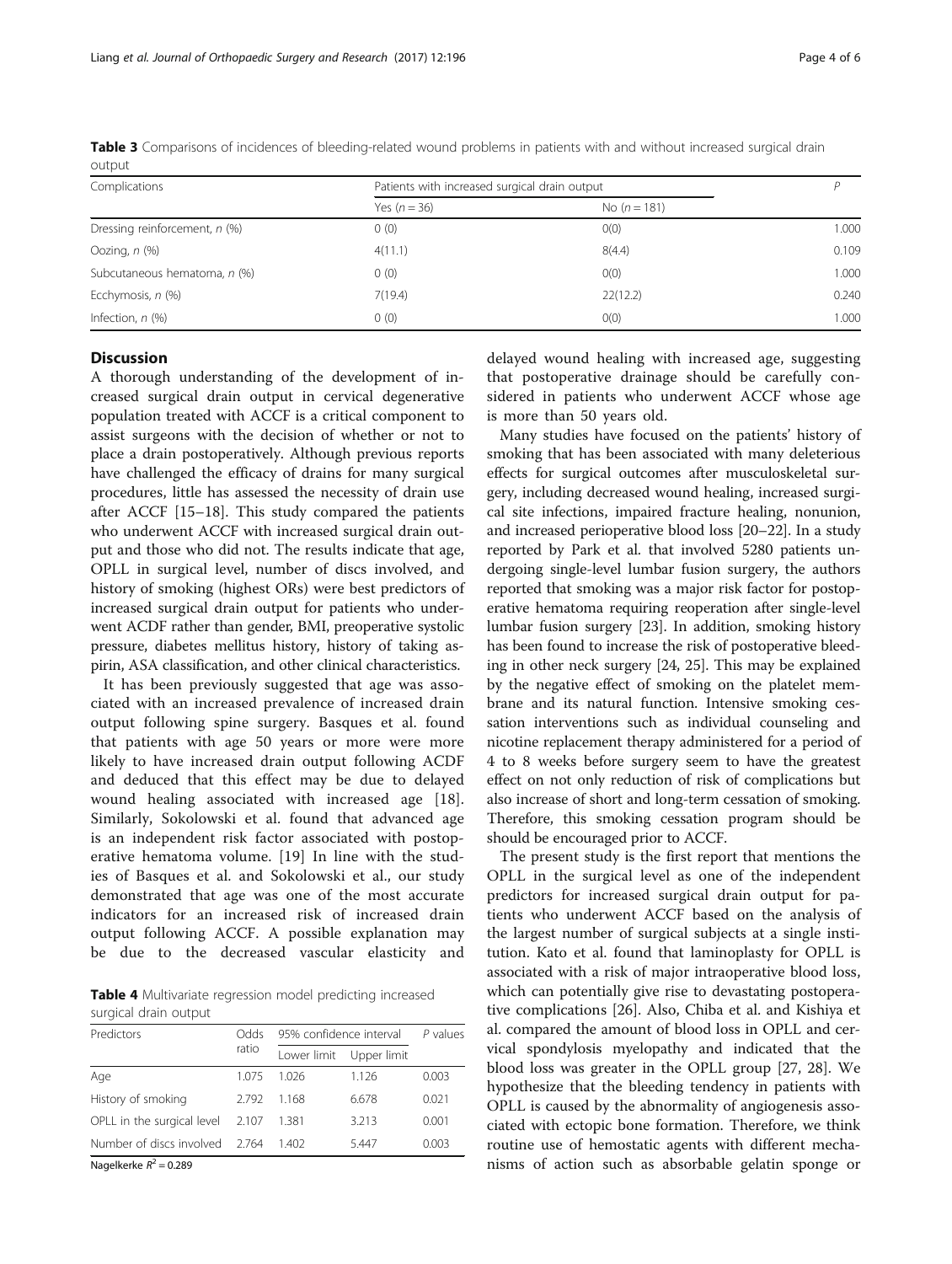**Table 3** Comparisons of incidences of bleeding-related wound problems in patients with and without increased surgical drain output

| Complications | Patients with increased surgical drain output | | *P* |
|---|---|---|---|
| | Yes (*n* = 36) | No (*n* = 181) | |
| Dressing reinforcement, *n* (%) | 0 (0) | 0(0) | 1.000 |
| Oozing, *n* (%) | 4(11.1) | 8(4.4) | 0.109 |
| Subcutaneous hematoma, *n* (%) | 0 (0) | 0(0) | 1.000 |
| Ecchymosis, *n* (%) | 7(19.4) | 22(12.2) | 0.240 |
| Infection, *n* (%) | 0 (0) | 0(0) | 1.000 |

## Discussion

A thorough understanding of the development of increased surgical drain output in cervical degenerative population treated with ACCF is a critical component to assist surgeons with the decision of whether or not to place a drain postoperatively. Although previous reports have challenged the efficacy of drains for many surgical procedures, little has assessed the necessity of drain use after ACCF [15–18]. This study compared the patients who underwent ACCF with increased surgical drain output and those who did not. The results indicate that age, OPLL in surgical level, number of discs involved, and history of smoking (highest ORs) were best predictors of increased surgical drain output for patients who underwent ACDF rather than gender, BMI, preoperative systolic pressure, diabetes mellitus history, history of taking aspirin, ASA classification, and other clinical characteristics.

It has been previously suggested that age was associated with an increased prevalence of increased drain output following spine surgery. Basques et al. found that patients with age 50 years or more were more likely to have increased drain output following ACDF and deduced that this effect may be due to delayed wound healing associated with increased age [18]. Similarly, Sokolowski et al. found that advanced age is an independent risk factor associated with postoperative hematoma volume. [19] In line with the studies of Basques et al. and Sokolowski et al., our study demonstrated that age was one of the most accurate indicators for an increased risk of increased drain output following ACCF. A possible explanation may be due to the decreased vascular elasticity and delayed wound healing with increased age, suggesting that postoperative drainage should be carefully considered in patients who underwent ACCF whose age is more than 50 years old.

**Table 4** Multivariate regression model predicting increased surgical drain output

| Predictors | Odds ratio | 95% confidence interval | | *P* values |
|---|---|---|---|---|
| | | Lower limit | Upper limit | |
| Age | 1.075 | 1.026 | 1.126 | 0.003 |
| History of smoking | 2.792 | 1.168 | 6.678 | 0.021 |
| OPLL in the surgical level | 2.107 | 1.381 | 3.213 | 0.001 |
| Number of discs involved | 2.764 | 1.402 | 5.447 | 0.003 |

Nagelkerke $R^2 = 0.289$

Many studies have focused on the patients' history of smoking that has been associated with many deleterious effects for surgical outcomes after musculoskeletal surgery, including decreased wound healing, increased surgical site infections, impaired fracture healing, nonunion, and increased perioperative blood loss [20–22]. In a study reported by Park et al. that involved 5280 patients undergoing single-level lumbar fusion surgery, the authors reported that smoking was a major risk factor for postoperative hematoma requiring reoperation after single-level lumbar fusion surgery [23]. In addition, smoking history has been found to increase the risk of postoperative bleeding in other neck surgery [24, 25]. This may be explained by the negative effect of smoking on the platelet membrane and its natural function. Intensive smoking cessation interventions such as individual counseling and nicotine replacement therapy administered for a period of 4 to 8 weeks before surgery seem to have the greatest effect on not only reduction of risk of complications but also increase of short and long-term cessation of smoking. Therefore, this smoking cessation program should be should be encouraged prior to ACCF.

The present study is the first report that mentions the OPLL in the surgical level as one of the independent predictors for increased surgical drain output for patients who underwent ACCF based on the analysis of the largest number of surgical subjects at a single institution. Kato et al. found that laminoplasty for OPLL is associated with a risk of major intraoperative blood loss, which can potentially give rise to devastating postoperative complications [26]. Also, Chiba et al. and Kishiya et al. compared the amount of blood loss in OPLL and cervical spondylosis myelopathy and indicated that the blood loss was greater in the OPLL group [27, 28]. We hypothesize that the bleeding tendency in patients with OPLL is caused by the abnormality of angiogenesis associated with ectopic bone formation. Therefore, we think routine use of hemostatic agents with different mechanisms of action such as absorbable gelatin sponge or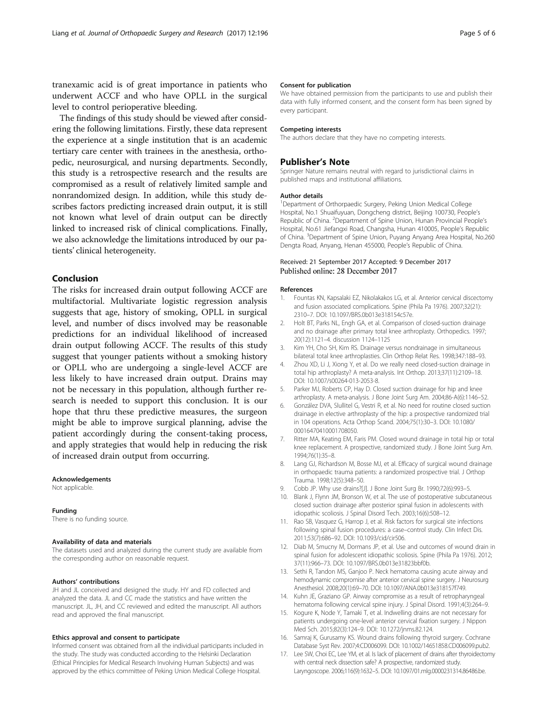tranexamic acid is of great importance in patients who underwent ACCF and who have OPLL in the surgical level to control perioperative bleeding.

The findings of this study should be viewed after considering the following limitations. Firstly, these data represent the experience at a single institution that is an academic tertiary care center with trainees in the anesthesia, orthopedic, neurosurgical, and nursing departments. Secondly, this study is a retrospective research and the results are compromised as a result of relatively limited sample and nonrandomized design. In addition, while this study describes factors predicting increased drain output, it is still not known what level of drain output can be directly linked to increased risk of clinical complications. Finally, we also acknowledge the limitations introduced by our patients' clinical heterogeneity.

## Conclusion

The risks for increased drain output following ACCF are multifactorial. Multivariate logistic regression analysis suggests that age, history of smoking, OPLL in surgical level, and number of discs involved may be reasonable predictions for an individual likelihood of increased drain output following ACCF. The results of this study suggest that younger patients without a smoking history or OPLL who are undergoing a single-level ACCF are less likely to have increased drain output. Drains may not be necessary in this population, although further research is needed to support this conclusion. It is our hope that thru these predictive measures, the surgeon might be able to improve surgical planning, advise the patient accordingly during the consent-taking process, and apply strategies that would help in reducing the risk of increased drain output from occurring.

#### Acknowledgements

Not applicable.

#### Funding

There is no funding source.

#### Availability of data and materials

The datasets used and analyzed during the current study are available from the corresponding author on reasonable request.

#### Authors' contributions

JH and JL conceived and designed the study. HY and FD collected and analyzed the data. JL and CC made the statistics and have written the manuscript. JL, JH, and CC reviewed and edited the manuscript. All authors read and approved the final manuscript.

#### Ethics approval and consent to participate

Informed consent was obtained from all the individual participants included in the study. The study was conducted according to the Helsinki Declaration (Ethical Principles for Medical Research Involving Human Subjects) and was approved by the ethics committee of Peking Union Medical College Hospital.

#### Consent for publication

We have obtained permission from the participants to use and publish their data with fully informed consent, and the consent form has been signed by every participant.

#### Competing interests

The authors declare that they have no competing interests.

## Publisher's Note

Springer Nature remains neutral with regard to jurisdictional claims in published maps and institutional affiliations.

#### Author details

[1]Department of Orthorpaedic Surgery, Peking Union Medical College Hospital, No.1 Shuaifuyuan, Dongcheng district, Beijing 100730, People's Republic of China. [2]Department of Spine Union, Hunan Provincial People's Hospital, No.61 Jiefangxi Road, Changsha, Hunan 410005, People's Republic of China. [3]Department of Spine Union, Puyang Anyang Area Hospital, No.260 Dengta Road, Anyang, Henan 455000, People's Republic of China.

Received: 21 September 2017 Accepted: 9 December 2017
Published online: 28 December 2017

#### References

1. Fountas KN, Kapsalaki EZ, Nikolakakos LG, et al. Anterior cervical discectomy and fusion associated complications. Spine (Phila Pa 1976). 2007;32(21): 2310–7. DOI: 10.1097/BRS.0b013e318154c57e.
2. Holt BT, Parks NL, Engh GA, et al. Comparison of closed-suction drainage and no drainage after primary total knee arthroplasty. Orthopedics. 1997; 20(12):1121–4. discussion 1124–1125
3. Kim YH, Cho SH, Kim RS. Drainage versus nondrainage in simultaneous bilateral total knee arthroplasties. Clin Orthop Relat Res. 1998;347:188–93.
4. Zhou XD, Li J, Xiong Y, et al. Do we really need closed-suction drainage in total hip arthroplasty? A meta-analysis. Int Orthop. 2013;37(11):2109–18. DOI: 10.1007/s00264-013-2053-8.
5. Parker MJ, Roberts CP, Hay D. Closed suction drainage for hip and knee arthroplasty. A meta-analysis. J Bone Joint Surg Am. 2004;86-A(6):1146–52.
6. González DVA, Slullitel G, Vestri R, et al. No need for routine closed suction drainage in elective arthroplasty of the hip: a prospective randomized trial in 104 operations. Acta Orthop Scand. 2004;75(1):30–3. DOI: 10.1080/00016470410001708050.
7. Ritter MA, Keating EM, Faris PM. Closed wound drainage in total hip or total knee replacement. A prospective, randomized study. J Bone Joint Surg Am. 1994;76(1):35–8.
8. Lang GJ, Richardson M, Bosse MJ, et al. Efficacy of surgical wound drainage in orthopaedic trauma patients: a randomized prospective trial. J Orthop Trauma. 1998;12(5):348–50.
9. Cobb JP. Why use drains?[J]. J Bone Joint Surg Br. 1990;72(6):993–5.
10. Blank J, Flynn JM, Bronson W, et al. The use of postoperative subcutaneous closed suction drainage after posterior spinal fusion in adolescents with idiopathic scoliosis. J Spinal Disord Tech. 2003;16(6):508–12.
11. Rao SB, Vasquez G, Harrop J, et al. Risk factors for surgical site infections following spinal fusion procedures: a case–control study. Clin Infect Dis. 2011;53(7):686–92. DOI: 10.1093/cid/cir506.
12. Diab M, Smucny M, Dormans JP, et al. Use and outcomes of wound drain in spinal fusion for adolescent idiopathic scoliosis. Spine (Phila Pa 1976). 2012; 37(11):966–73. DOI: 10.1097/BRS.0b013e31823bbf0b.
13. Sethi R, Tandon MS, Ganjoo P. Neck hematoma causing acute airway and hemodynamic compromise after anterior cervical spine surgery. J Neurosurg Anesthesiol. 2008;20(1):69–70. DOI: 10.1097/ANA.0b013e318157f749.
14. Kuhn JE, Graziano GP. Airway compromise as a result of retropharyngeal hematoma following cervical spine injury. J Spinal Disord. 1991;4(3):264–9.
15. Kogure K, Node Y, Tamaki T, et al. Indwelling drains are not necessary for patients undergoing one-level anterior cervical fixation surgery. J Nippon Med Sch. 2015;82(3):124–9. DOI: 10.1272/jnms.82.124.
16. Samraj K, Gurusamy KS. Wound drains following thyroid surgery. Cochrane Database Syst Rev. 2007;4:CD006099. DOI: 10.1002/14651858.CD006099.pub2.
17. Lee SW, Choi EC, Lee YM, et al. Is lack of placement of drains after thyroidectomy with central neck dissection safe? A prospective, randomized study. Laryngoscope. 2006;116(9):1632–5. DOI: 10.1097/01.mlg.0000231314.86486.be.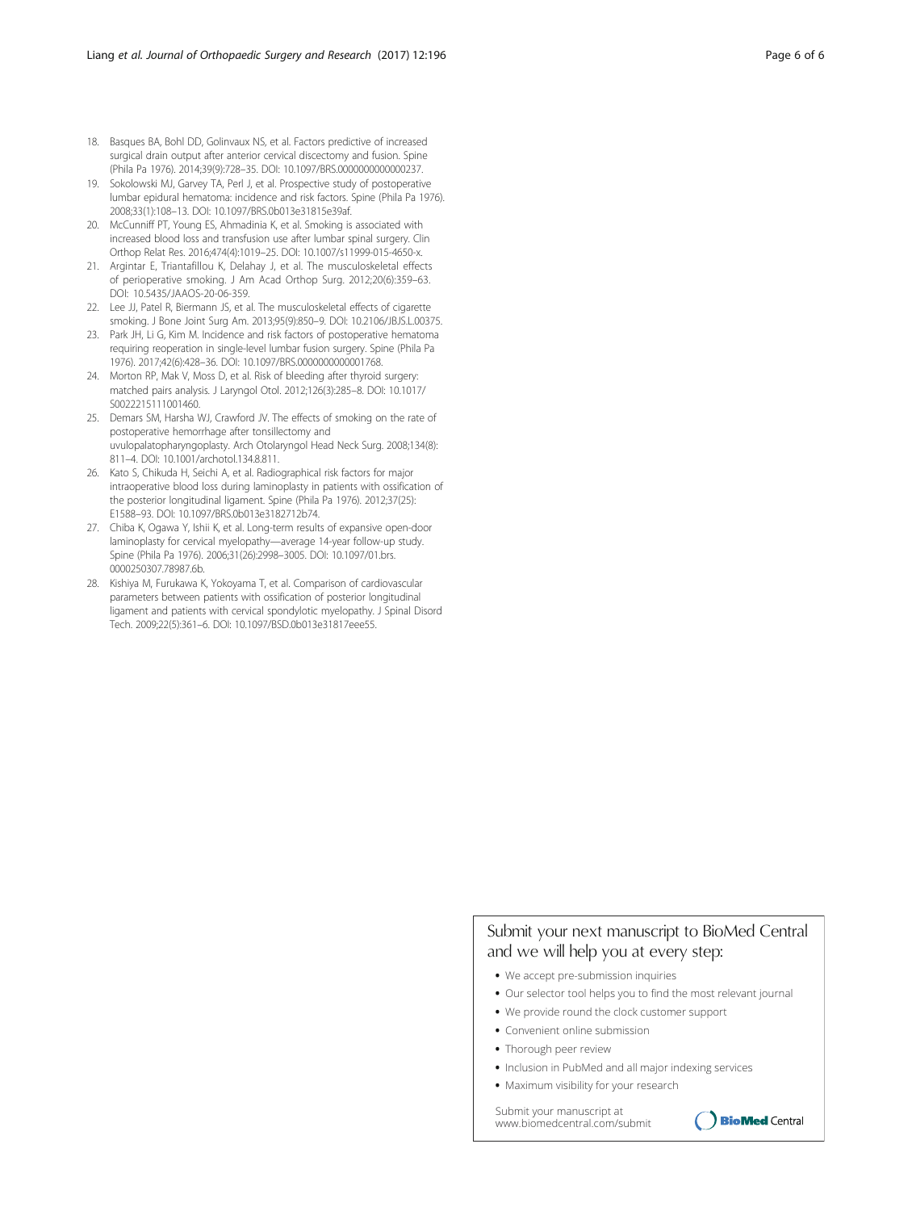18. Basques BA, Bohl DD, Golinvaux NS, et al. Factors predictive of increased surgical drain output after anterior cervical discectomy and fusion. Spine (Phila Pa 1976). 2014;39(9):728–35. DOI: 10.1097/BRS.0000000000000237.
19. Sokolowski MJ, Garvey TA, Perl J, et al. Prospective study of postoperative lumbar epidural hematoma: incidence and risk factors. Spine (Phila Pa 1976). 2008;33(1):108–13. DOI: 10.1097/BRS.0b013e31815e39af.
20. McCunniff PT, Young ES, Ahmadinia K, et al. Smoking is associated with increased blood loss and transfusion use after lumbar spinal surgery. Clin Orthop Relat Res. 2016;474(4):1019–25. DOI: 10.1007/s11999-015-4650-x.
21. Argintar E, Triantafillou K, Delahay J, et al. The musculoskeletal effects of perioperative smoking. J Am Acad Orthop Surg. 2012;20(6):359–63. DOI: 10.5435/JAAOS-20-06-359.
22. Lee JJ, Patel R, Biermann JS, et al. The musculoskeletal effects of cigarette smoking. J Bone Joint Surg Am. 2013;95(9):850–9. DOI: 10.2106/JBJS.L.00375.
23. Park JH, Li G, Kim M. Incidence and risk factors of postoperative hematoma requiring reoperation in single-level lumbar fusion surgery. Spine (Phila Pa 1976). 2017;42(6):428–36. DOI: 10.1097/BRS.0000000000001768.
24. Morton RP, Mak V, Moss D, et al. Risk of bleeding after thyroid surgery: matched pairs analysis. J Laryngol Otol. 2012;126(3):285–8. DOI: 10.1017/S0022215111001460.
25. Demars SM, Harsha WJ, Crawford JV. The effects of smoking on the rate of postoperative hemorrhage after tonsillectomy and uvulopalatopharyngoplasty. Arch Otolaryngol Head Neck Surg. 2008;134(8):811–4. DOI: 10.1001/archotol.134.8.811.
26. Kato S, Chikuda H, Seichi A, et al. Radiographical risk factors for major intraoperative blood loss during laminoplasty in patients with ossification of the posterior longitudinal ligament. Spine (Phila Pa 1976). 2012;37(25):E1588–93. DOI: 10.1097/BRS.0b013e3182712b74.
27. Chiba K, Ogawa Y, Ishii K, et al. Long-term results of expansive open-door laminoplasty for cervical myelopathy—average 14-year follow-up study. Spine (Phila Pa 1976). 2006;31(26):2998–3005. DOI: 10.1097/01.brs.0000250307.78987.6b.
28. Kishiya M, Furukawa K, Yokoyama T, et al. Comparison of cardiovascular parameters between patients with ossification of posterior longitudinal ligament and patients with cervical spondylotic myelopathy. J Spinal Disord Tech. 2009;22(5):361–6. DOI: 10.1097/BSD.0b013e31817eee55.